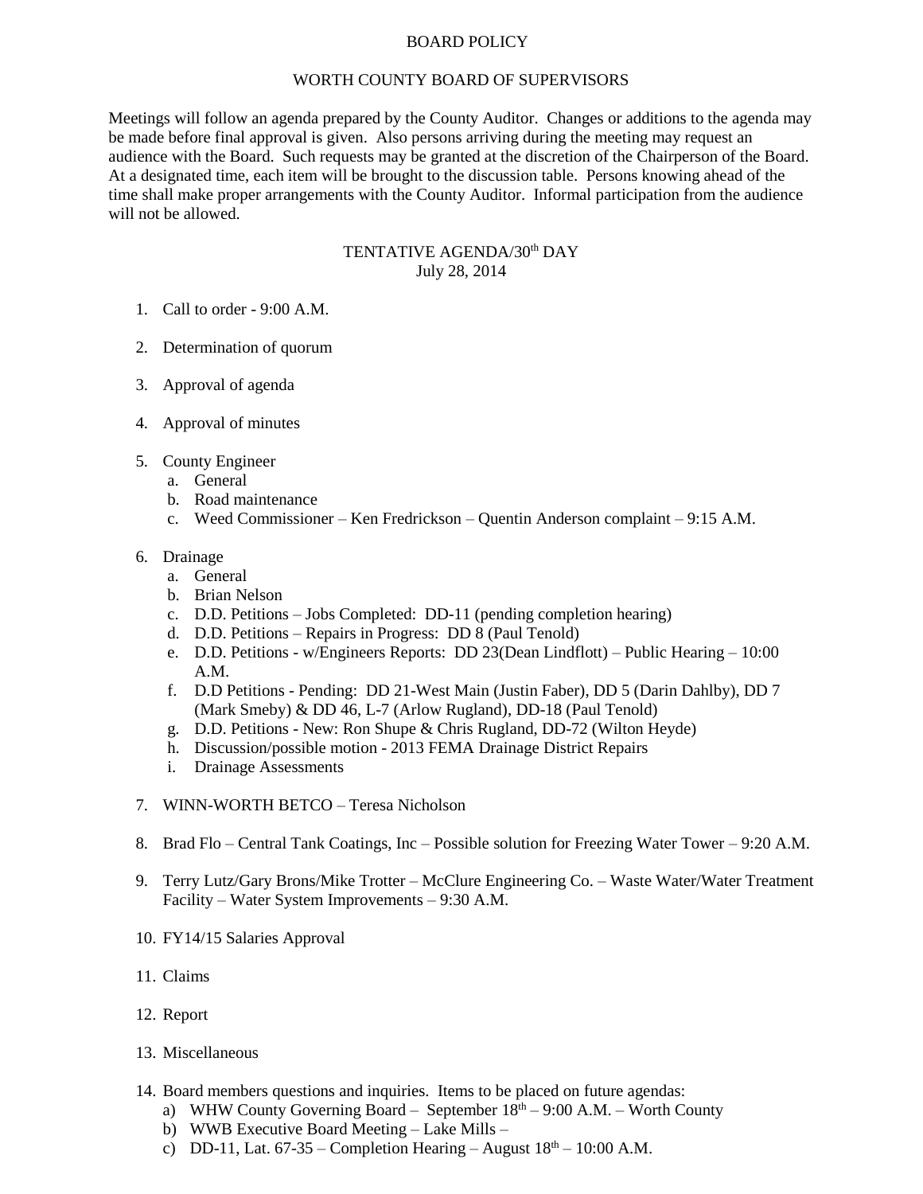# BOARD POLICY

## WORTH COUNTY BOARD OF SUPERVISORS

Meetings will follow an agenda prepared by the County Auditor. Changes or additions to the agenda may be made before final approval is given. Also persons arriving during the meeting may request an audience with the Board. Such requests may be granted at the discretion of the Chairperson of the Board. At a designated time, each item will be brought to the discussion table. Persons knowing ahead of the time shall make proper arrangements with the County Auditor. Informal participation from the audience will not be allowed.

## TENTATIVE AGENDA/30th DAY

July 28, 2014

1. Call to order - 9:00 A.M.

2. Determination of quorum

3. Approval of agenda

4. Approval of minutes

5. County Engineer
   a. General
   b. Road maintenance
   c. Weed Commissioner – Ken Fredrickson – Quentin Anderson complaint – 9:15 A.M.

6. Drainage
   a. General
   b. Brian Nelson
   c. D.D. Petitions – Jobs Completed: DD-11 (pending completion hearing)
   d. D.D. Petitions – Repairs in Progress: DD 8 (Paul Tenold)
   e. D.D. Petitions - w/Engineers Reports: DD 23(Dean Lindflott) – Public Hearing – 10:00 A.M.
   f. D.D Petitions - Pending: DD 21-West Main (Justin Faber), DD 5 (Darin Dahlby), DD 7 (Mark Smeby) & DD 46, L-7 (Arlow Rugland), DD-18 (Paul Tenold)
   g. D.D. Petitions - New: Ron Shupe & Chris Rugland, DD-72 (Wilton Heyde)
   h. Discussion/possible motion - 2013 FEMA Drainage District Repairs
   i. Drainage Assessments

7. WINN-WORTH BETCO – Teresa Nicholson

8. Brad Flo – Central Tank Coatings, Inc – Possible solution for Freezing Water Tower – 9:20 A.M.

9. Terry Lutz/Gary Brons/Mike Trotter – McClure Engineering Co. – Waste Water/Water Treatment Facility – Water System Improvements – 9:30 A.M.

10. FY14/15 Salaries Approval

11. Claims

12. Report

13. Miscellaneous

14. Board members questions and inquiries. Items to be placed on future agendas:
    a) WHW County Governing Board – September 18th – 9:00 A.M. – Worth County
    b) WWB Executive Board Meeting – Lake Mills –
    c) DD-11, Lat. 67-35 – Completion Hearing – August 18th – 10:00 A.M.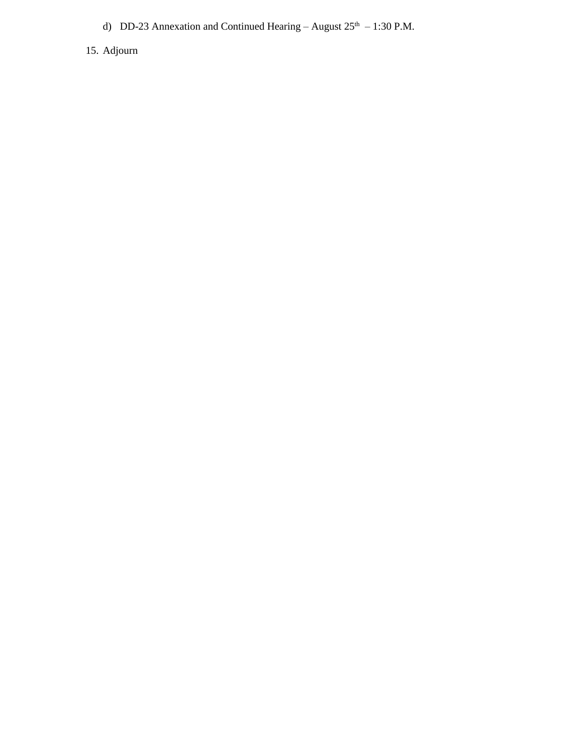d) DD-23 Annexation and Continued Hearing – August 25th – 1:30 P.M.

15. Adjourn